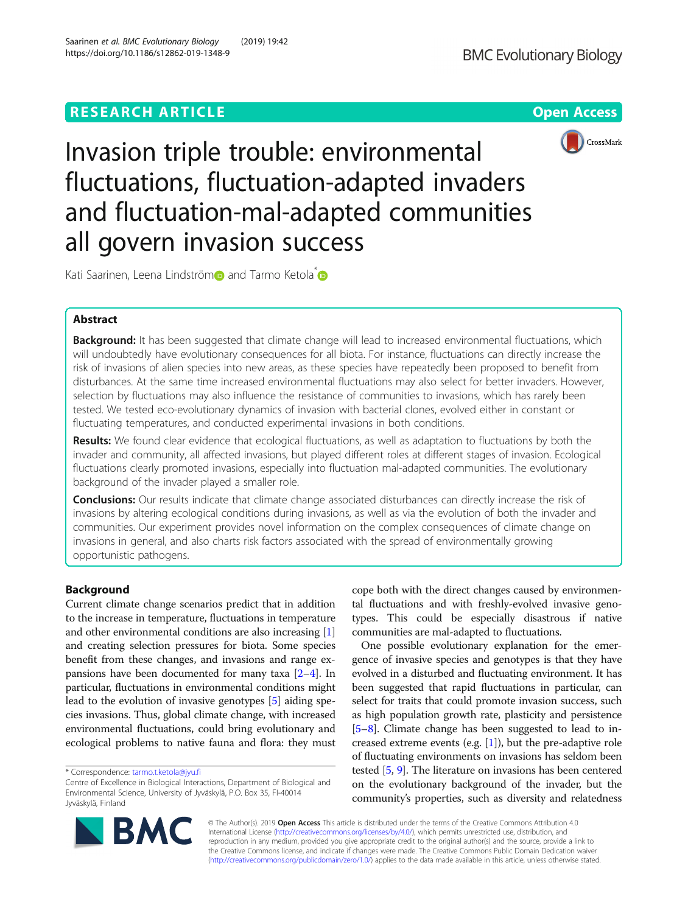RESEARCH ARTICLE

Open Access

# Invasion triple trouble: environmental fluctuations, fluctuation-adapted invaders and fluctuation-mal-adapted communities all govern invasion success

Kati Saarinen, Leena Lindström and Tarmo Ketola*

## Abstract

**Background:** It has been suggested that climate change will lead to increased environmental fluctuations, which will undoubtedly have evolutionary consequences for all biota. For instance, fluctuations can directly increase the risk of invasions of alien species into new areas, as these species have repeatedly been proposed to benefit from disturbances. At the same time increased environmental fluctuations may also select for better invaders. However, selection by fluctuations may also influence the resistance of communities to invasions, which has rarely been tested. We tested eco-evolutionary dynamics of invasion with bacterial clones, evolved either in constant or fluctuating temperatures, and conducted experimental invasions in both conditions.

**Results:** We found clear evidence that ecological fluctuations, as well as adaptation to fluctuations by both the invader and community, all affected invasions, but played different roles at different stages of invasion. Ecological fluctuations clearly promoted invasions, especially into fluctuation mal-adapted communities. The evolutionary background of the invader played a smaller role.

**Conclusions:** Our results indicate that climate change associated disturbances can directly increase the risk of invasions by altering ecological conditions during invasions, as well as via the evolution of both the invader and communities. Our experiment provides novel information on the complex consequences of climate change on invasions in general, and also charts risk factors associated with the spread of environmentally growing opportunistic pathogens.

## Background

Current climate change scenarios predict that in addition to the increase in temperature, fluctuations in temperature and other environmental conditions are also increasing [1] and creating selection pressures for biota. Some species benefit from these changes, and invasions and range expansions have been documented for many taxa [2–4]. In particular, fluctuations in environmental conditions might lead to the evolution of invasive genotypes [5] aiding species invasions. Thus, global climate change, with increased environmental fluctuations, could bring evolutionary and ecological problems to native fauna and flora: they must cope both with the direct changes caused by environmental fluctuations and with freshly-evolved invasive genotypes. This could be especially disastrous if native communities are mal-adapted to fluctuations.

One possible evolutionary explanation for the emergence of invasive species and genotypes is that they have evolved in a disturbed and fluctuating environment. It has been suggested that rapid fluctuations in particular, can select for traits that could promote invasion success, such as high population growth rate, plasticity and persistence [5–8]. Climate change has been suggested to lead to increased extreme events (e.g. [1]), but the pre-adaptive role of fluctuating environments on invasions has seldom been tested [5, 9]. The literature on invasions has been centered on the evolutionary background of the invader, but the community's properties, such as diversity and relatedness

* Correspondence: tarmo.t.ketola@jyu.fi
Centre of Excellence in Biological Interactions, Department of Biological and Environmental Science, University of Jyväskylä, P.O. Box 35, FI-40014 Jyväskylä, Finland

© The Author(s). 2019 **Open Access** This article is distributed under the terms of the Creative Commons Attribution 4.0 International License (http://creativecommons.org/licenses/by/4.0/), which permits unrestricted use, distribution, and reproduction in any medium, provided you give appropriate credit to the original author(s) and the source, provide a link to the Creative Commons license, and indicate if changes were made. The Creative Commons Public Domain Dedication waiver (http://creativecommons.org/publicdomain/zero/1.0/) applies to the data made available in this article, unless otherwise stated.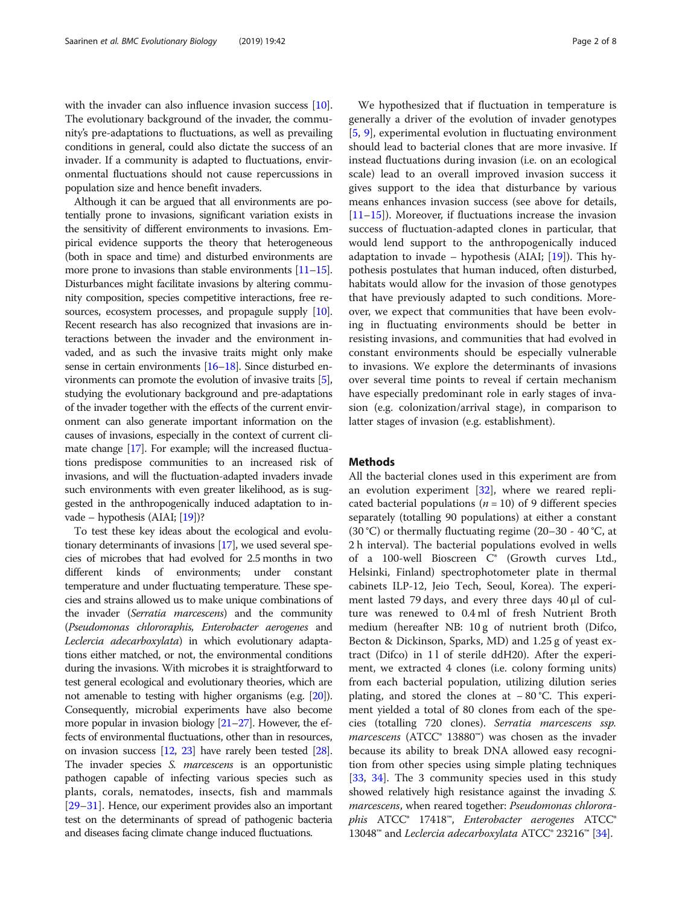with the invader can also influence invasion success [10]. The evolutionary background of the invader, the community's pre-adaptations to fluctuations, as well as prevailing conditions in general, could also dictate the success of an invader. If a community is adapted to fluctuations, environmental fluctuations should not cause repercussions in population size and hence benefit invaders.

Although it can be argued that all environments are potentially prone to invasions, significant variation exists in the sensitivity of different environments to invasions. Empirical evidence supports the theory that heterogeneous (both in space and time) and disturbed environments are more prone to invasions than stable environments [11–15]. Disturbances might facilitate invasions by altering community composition, species competitive interactions, free resources, ecosystem processes, and propagule supply [10]. Recent research has also recognized that invasions are interactions between the invader and the environment invaded, and as such the invasive traits might only make sense in certain environments [16–18]. Since disturbed environments can promote the evolution of invasive traits [5], studying the evolutionary background and pre-adaptations of the invader together with the effects of the current environment can also generate important information on the causes of invasions, especially in the context of current climate change [17]. For example; will the increased fluctuations predispose communities to an increased risk of invasions, and will the fluctuation-adapted invaders invade such environments with even greater likelihood, as is suggested in the anthropogenically induced adaptation to invade – hypothesis (AIAI; [19])?

To test these key ideas about the ecological and evolutionary determinants of invasions [17], we used several species of microbes that had evolved for 2.5 months in two different kinds of environments; under constant temperature and under fluctuating temperature. These species and strains allowed us to make unique combinations of the invader (*Serratia marcescens*) and the community (*Pseudomonas chlororaphis, Enterobacter aerogenes* and *Leclercia adecarboxylata*) in which evolutionary adaptations either matched, or not, the environmental conditions during the invasions. With microbes it is straightforward to test general ecological and evolutionary theories, which are not amenable to testing with higher organisms (e.g. [20]). Consequently, microbial experiments have also become more popular in invasion biology [21–27]. However, the effects of environmental fluctuations, other than in resources, on invasion success [12, 23] have rarely been tested [28]. The invader species *S. marcescens* is an opportunistic pathogen capable of infecting various species such as plants, corals, nematodes, insects, fish and mammals [29–31]. Hence, our experiment provides also an important test on the determinants of spread of pathogenic bacteria and diseases facing climate change induced fluctuations.

We hypothesized that if fluctuation in temperature is generally a driver of the evolution of invader genotypes [5, 9], experimental evolution in fluctuating environment should lead to bacterial clones that are more invasive. If instead fluctuations during invasion (i.e. on an ecological scale) lead to an overall improved invasion success it gives support to the idea that disturbance by various means enhances invasion success (see above for details, [11–15]). Moreover, if fluctuations increase the invasion success of fluctuation-adapted clones in particular, that would lend support to the anthropogenically induced adaptation to invade – hypothesis (AIAI; [19]). This hypothesis postulates that human induced, often disturbed, habitats would allow for the invasion of those genotypes that have previously adapted to such conditions. Moreover, we expect that communities that have been evolving in fluctuating environments should be better in resisting invasions, and communities that had evolved in constant environments should be especially vulnerable to invasions. We explore the determinants of invasions over several time points to reveal if certain mechanism have especially predominant role in early stages of invasion (e.g. colonization/arrival stage), in comparison to latter stages of invasion (e.g. establishment).

## Methods

All the bacterial clones used in this experiment are from an evolution experiment [32], where we reared replicated bacterial populations ($n = 10$) of 9 different species separately (totalling 90 populations) at either a constant (30 °C) or thermally fluctuating regime (20–30 - 40 °C, at 2 h interval). The bacterial populations evolved in wells of a 100-well Bioscreen C® (Growth curves Ltd., Helsinki, Finland) spectrophotometer plate in thermal cabinets ILP-12, Jeio Tech, Seoul, Korea). The experiment lasted 79 days, and every three days 40 μl of culture was renewed to 0.4 ml of fresh Nutrient Broth medium (hereafter NB: 10 g of nutrient broth (Difco, Becton & Dickinson, Sparks, MD) and 1.25 g of yeast extract (Difco) in 1 l of sterile ddH20). After the experiment, we extracted 4 clones (i.e. colony forming units) from each bacterial population, utilizing dilution series plating, and stored the clones at − 80 °C. This experiment yielded a total of 80 clones from each of the species (totalling 720 clones). *Serratia marcescens ssp. marcescens* (ATCC® 13880™) was chosen as the invader because its ability to break DNA allowed easy recognition from other species using simple plating techniques [33, 34]. The 3 community species used in this study showed relatively high resistance against the invading *S. marcescens*, when reared together: *Pseudomonas chlororaphis* ATCC® 17418™, *Enterobacter aerogenes* ATCC® 13048™ and *Leclercia adecarboxylata* ATCC® 23216™ [34].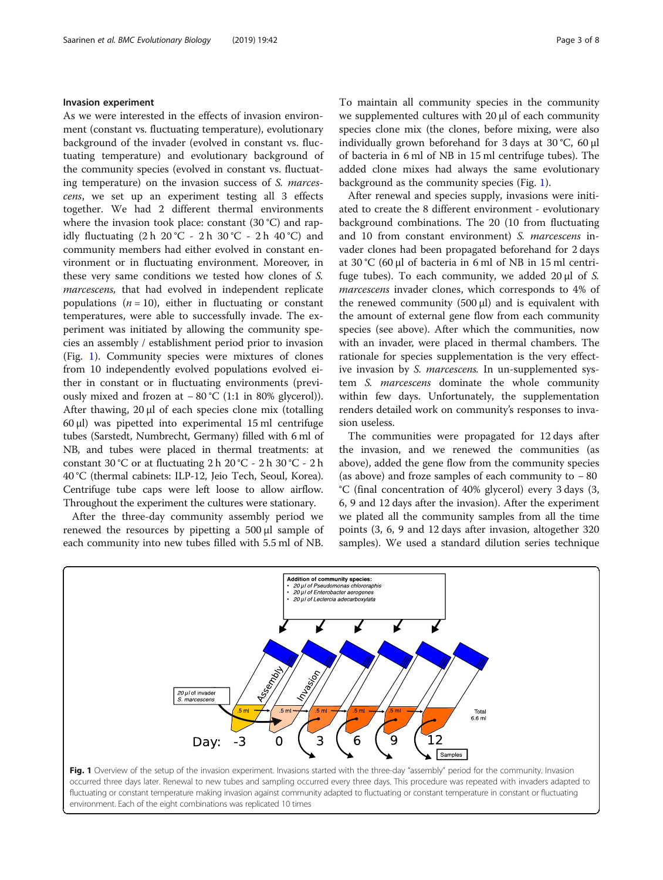### Invasion experiment

As we were interested in the effects of invasion environment (constant vs. fluctuating temperature), evolutionary background of the invader (evolved in constant vs. fluctuating temperature) and evolutionary background of the community species (evolved in constant vs. fluctuating temperature) on the invasion success of *S. marcescens*, we set up an experiment testing all 3 effects together. We had 2 different thermal environments where the invasion took place: constant (30 °C) and rapidly fluctuating (2 h 20 °C - 2 h 30 °C - 2 h 40 °C) and community members had either evolved in constant environment or in fluctuating environment. Moreover, in these very same conditions we tested how clones of *S. marcescens,* that had evolved in independent replicate populations ($n = 10$), either in fluctuating or constant temperatures, were able to successfully invade. The experiment was initiated by allowing the community species an assembly / establishment period prior to invasion (Fig. 1). Community species were mixtures of clones from 10 independently evolved populations evolved either in constant or in fluctuating environments (previously mixed and frozen at − 80 °C (1:1 in 80% glycerol)). After thawing, 20 μl of each species clone mix (totalling 60 μl) was pipetted into experimental 15 ml centrifuge tubes (Sarstedt, Numbrecht, Germany) filled with 6 ml of NB, and tubes were placed in thermal treatments: at constant 30 °C or at fluctuating 2 h 20 °C - 2 h 30 °C - 2 h 40 °C (thermal cabinets: ILP-12, Jeio Tech, Seoul, Korea). Centrifuge tube caps were left loose to allow airflow. Throughout the experiment the cultures were stationary.

After the three-day community assembly period we renewed the resources by pipetting a 500 μl sample of each community into new tubes filled with 5.5 ml of NB. To maintain all community species in the community we supplemented cultures with 20 μl of each community species clone mix (the clones, before mixing, were also individually grown beforehand for 3 days at 30 °C, 60 μl of bacteria in 6 ml of NB in 15 ml centrifuge tubes). The added clone mixes had always the same evolutionary background as the community species (Fig. 1).

After renewal and species supply, invasions were initiated to create the 8 different environment - evolutionary background combinations. The 20 (10 from fluctuating and 10 from constant environment) *S. marcescens* invader clones had been propagated beforehand for 2 days at 30 °C (60 μl of bacteria in 6 ml of NB in 15 ml centrifuge tubes). To each community, we added 20 μl of *S. marcescens* invader clones, which corresponds to 4% of the renewed community (500 μl) and is equivalent with the amount of external gene flow from each community species (see above). After which the communities, now with an invader, were placed in thermal chambers. The rationale for species supplementation is the very effective invasion by *S. marcescens.* In un-supplemented system *S. marcescens* dominate the whole community within few days. Unfortunately, the supplementation renders detailed work on community's responses to invasion useless.

The communities were propagated for 12 days after the invasion, and we renewed the communities (as above), added the gene flow from the community species (as above) and froze samples of each community to − 80 °C (final concentration of 40% glycerol) every 3 days (3, 6, 9 and 12 days after the invasion). After the experiment we plated all the community samples from all the time points (3, 6, 9 and 12 days after invasion, altogether 320 samples). We used a standard dilution series technique

**Fig. 1** Overview of the setup of the invasion experiment. Invasions started with the three-day "assembly" period for the community. Invasion occurred three days later. Renewal to new tubes and sampling occurred every three days. This procedure was repeated with invaders adapted to fluctuating or constant temperature making invasion against community adapted to fluctuating or constant temperature in constant or fluctuating environment. Each of the eight combinations was replicated 10 times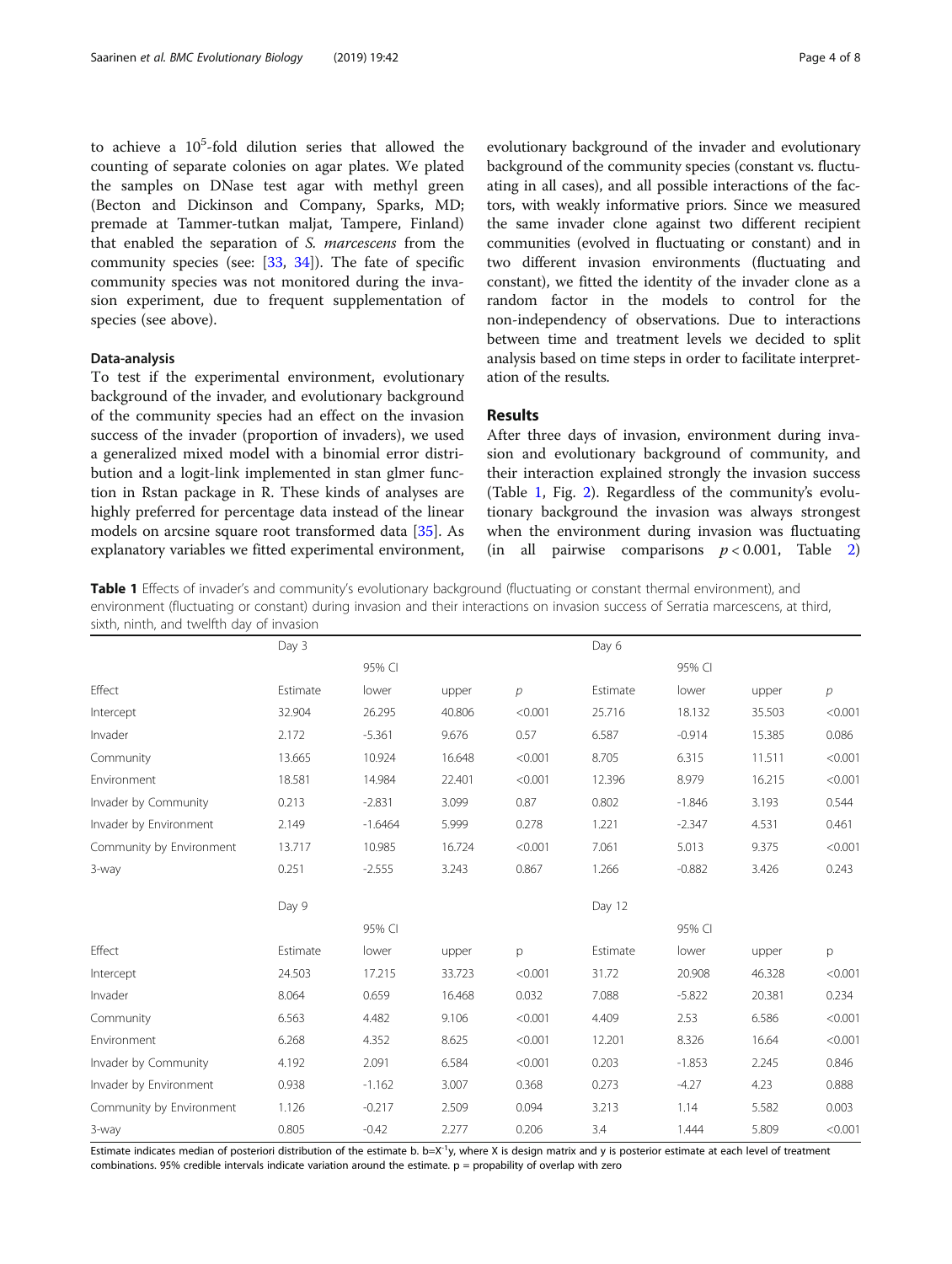to achieve a $10^5$-fold dilution series that allowed the counting of separate colonies on agar plates. We plated the samples on DNase test agar with methyl green (Becton and Dickinson and Company, Sparks, MD; premade at Tammer-tutkan maljat, Tampere, Finland) that enabled the separation of *S. marcescens* from the community species (see: [33, 34]). The fate of specific community species was not monitored during the invasion experiment, due to frequent supplementation of species (see above).

### Data-analysis

To test if the experimental environment, evolutionary background of the invader, and evolutionary background of the community species had an effect on the invasion success of the invader (proportion of invaders), we used a generalized mixed model with a binomial error distribution and a logit-link implemented in stan glmer function in Rstan package in R. These kinds of analyses are highly preferred for percentage data instead of the linear models on arcsine square root transformed data [35]. As explanatory variables we fitted experimental environment, evolutionary background of the invader and evolutionary background of the community species (constant vs. fluctuating in all cases), and all possible interactions of the factors, with weakly informative priors. Since we measured the same invader clone against two different recipient communities (evolved in fluctuating or constant) and in two different invasion environments (fluctuating and constant), we fitted the identity of the invader clone as a random factor in the models to control for the non-independency of observations. Due to interactions between time and treatment levels we decided to split analysis based on time steps in order to facilitate interpretation of the results.

## Results

After three days of invasion, environment during invasion and evolutionary background of community, and their interaction explained strongly the invasion success (Table 1, Fig. 2). Regardless of the community's evolutionary background the invasion was always strongest when the environment during invasion was fluctuating (in all pairwise comparisons $p < 0.001$, Table 2)

**Table 1** Effects of invader's and community's evolutionary background (fluctuating or constant thermal environment), and environment (fluctuating or constant) during invasion and their interactions on invasion success of Serratia marcescens, at third, sixth, ninth, and twelfth day of invasion

| | Day 3 | | | | Day 6 | | | |
|---|---|---|---|---|---|---|---|---|
| | | 95% CI | | | | 95% CI | | |
| Effect | Estimate | lower | upper | $p$ | Estimate | lower | upper | $p$ |
| Intercept | 32.904 | 26.295 | 40.806 | <0.001 | 25.716 | 18.132 | 35.503 | <0.001 |
| Invader | 2.172 | -5.361 | 9.676 | 0.57 | 6.587 | -0.914 | 15.385 | 0.086 |
| Community | 13.665 | 10.924 | 16.648 | <0.001 | 8.705 | 6.315 | 11.511 | <0.001 |
| Environment | 18.581 | 14.984 | 22.401 | <0.001 | 12.396 | 8.979 | 16.215 | <0.001 |
| Invader by Community | 0.213 | -2.831 | 3.099 | 0.87 | 0.802 | -1.846 | 3.193 | 0.544 |
| Invader by Environment | 2.149 | -1.6464 | 5.999 | 0.278 | 1.221 | -2.347 | 4.531 | 0.461 |
| Community by Environment | 13.717 | 10.985 | 16.724 | <0.001 | 7.061 | 5.013 | 9.375 | <0.001 |
| 3-way | 0.251 | -2.555 | 3.243 | 0.867 | 1.266 | -0.882 | 3.426 | 0.243 |
| | Day 9 | | | | Day 12 | | | |
| | | 95% CI | | | | 95% CI | | |
| Effect | Estimate | lower | upper | p | Estimate | lower | upper | p |
| Intercept | 24.503 | 17.215 | 33.723 | <0.001 | 31.72 | 20.908 | 46.328 | <0.001 |
| Invader | 8.064 | 0.659 | 16.468 | 0.032 | 7.088 | -5.822 | 20.381 | 0.234 |
| Community | 6.563 | 4.482 | 9.106 | <0.001 | 4.409 | 2.53 | 6.586 | <0.001 |
| Environment | 6.268 | 4.352 | 8.625 | <0.001 | 12.201 | 8.326 | 16.64 | <0.001 |
| Invader by Community | 4.192 | 2.091 | 6.584 | <0.001 | 0.203 | -1.853 | 2.245 | 0.846 |
| Invader by Environment | 0.938 | -1.162 | 3.007 | 0.368 | 0.273 | -4.27 | 4.23 | 0.888 |
| Community by Environment | 1.126 | -0.217 | 2.509 | 0.094 | 3.213 | 1.14 | 5.582 | 0.003 |
| 3-way | 0.805 | -0.42 | 2.277 | 0.206 | 3.4 | 1.444 | 5.809 | <0.001 |

Estimate indicates median of posteriori distribution of the estimate b. $b=X^{-1}y$, where X is design matrix and y is posterior estimate at each level of treatment combinations. 95% credible intervals indicate variation around the estimate. p = propability of overlap with zero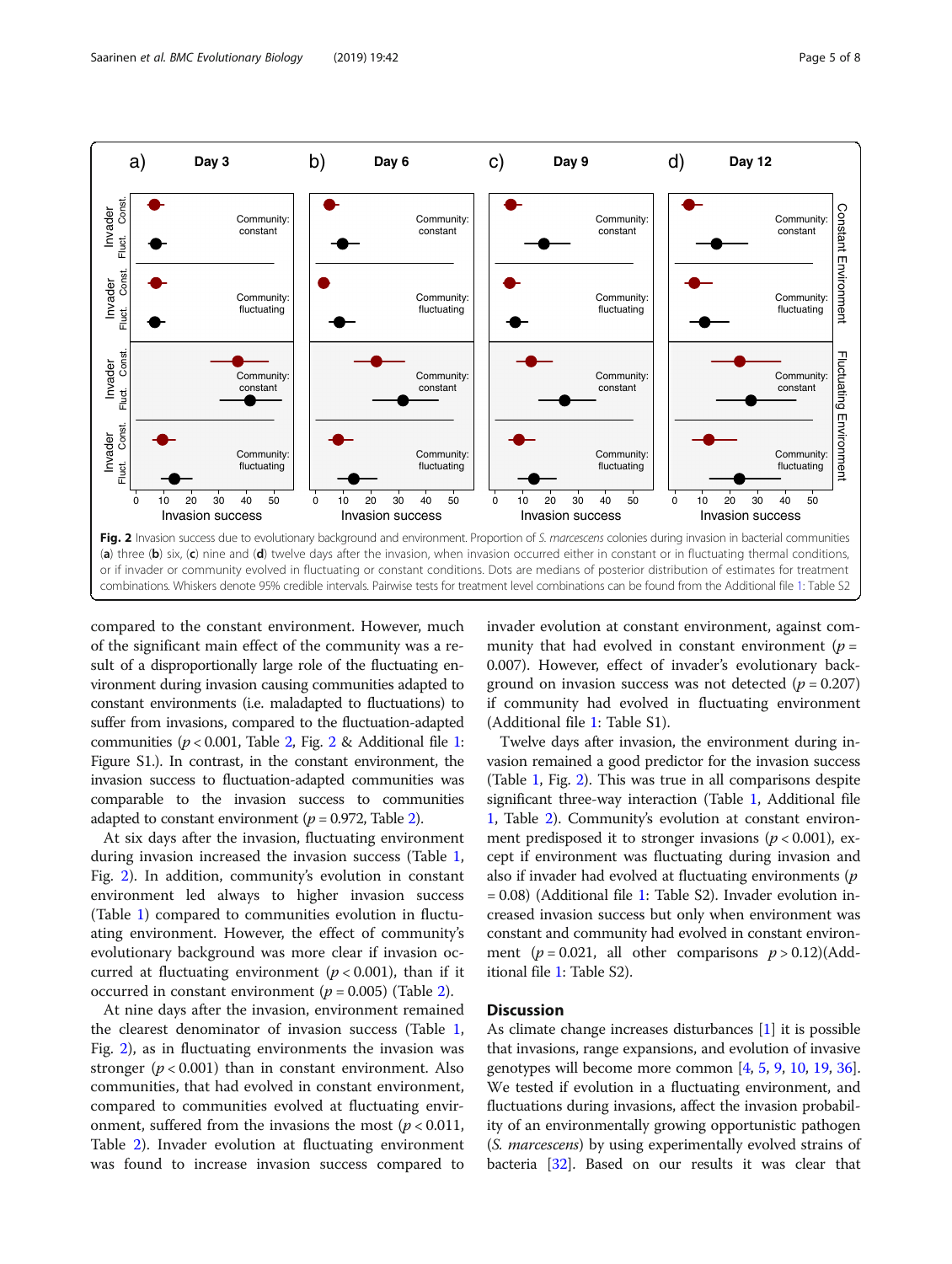Fig. 2 Invasion success due to evolutionary background and environment. Proportion of *S. marcescens* colonies during invasion in bacterial communities (**a**) three (**b**) six, (**c**) nine and (**d**) twelve days after the invasion, when invasion occurred either in constant or in fluctuating thermal conditions, or if invader or community evolved in fluctuating or constant conditions. Dots are medians of posterior distribution of estimates for treatment combinations. Whiskers denote 95% credible intervals. Pairwise tests for treatment level combinations can be found from the Additional file 1: Table S2

compared to the constant environment. However, much of the significant main effect of the community was a result of a disproportionally large role of the fluctuating environment during invasion causing communities adapted to constant environments (i.e. maladapted to fluctuations) to suffer from invasions, compared to the fluctuation-adapted communities ($p < 0.001$, Table 2, Fig. 2 & Additional file 1: Figure S1.). In contrast, in the constant environment, the invasion success to fluctuation-adapted communities was comparable to the invasion success to communities adapted to constant environment ($p = 0.972$, Table 2).

At six days after the invasion, fluctuating environment during invasion increased the invasion success (Table 1, Fig. 2). In addition, community's evolution in constant environment led always to higher invasion success (Table 1) compared to communities evolution in fluctuating environment. However, the effect of community's evolutionary background was more clear if invasion occurred at fluctuating environment ($p < 0.001$), than if it occurred in constant environment ($p = 0.005$) (Table 2).

At nine days after the invasion, environment remained the clearest denominator of invasion success (Table 1, Fig. 2), as in fluctuating environments the invasion was stronger ($p < 0.001$) than in constant environment. Also communities, that had evolved in constant environment, compared to communities evolved at fluctuating environment, suffered from the invasions the most ($p < 0.011$, Table 2). Invader evolution at fluctuating environment was found to increase invasion success compared to invader evolution at constant environment, against community that had evolved in constant environment ($p = 0.007$). However, effect of invader's evolutionary background on invasion success was not detected ($p = 0.207$) if community had evolved in fluctuating environment (Additional file 1: Table S1).

Twelve days after invasion, the environment during invasion remained a good predictor for the invasion success (Table 1, Fig. 2). This was true in all comparisons despite significant three-way interaction (Table 1, Additional file 1, Table 2). Community's evolution at constant environment predisposed it to stronger invasions ($p < 0.001$), except if environment was fluctuating during invasion and also if invader had evolved at fluctuating environments ($p = 0.08$) (Additional file 1: Table S2). Invader evolution increased invasion success but only when environment was constant and community had evolved in constant environment ($p = 0.021$, all other comparisons $p > 0.12$)(Additional file 1: Table S2).

## Discussion

As climate change increases disturbances [1] it is possible that invasions, range expansions, and evolution of invasive genotypes will become more common [4, 5, 9, 10, 19, 36]. We tested if evolution in a fluctuating environment, and fluctuations during invasions, affect the invasion probability of an environmentally growing opportunistic pathogen (*S. marcescens*) by using experimentally evolved strains of bacteria [32]. Based on our results it was clear that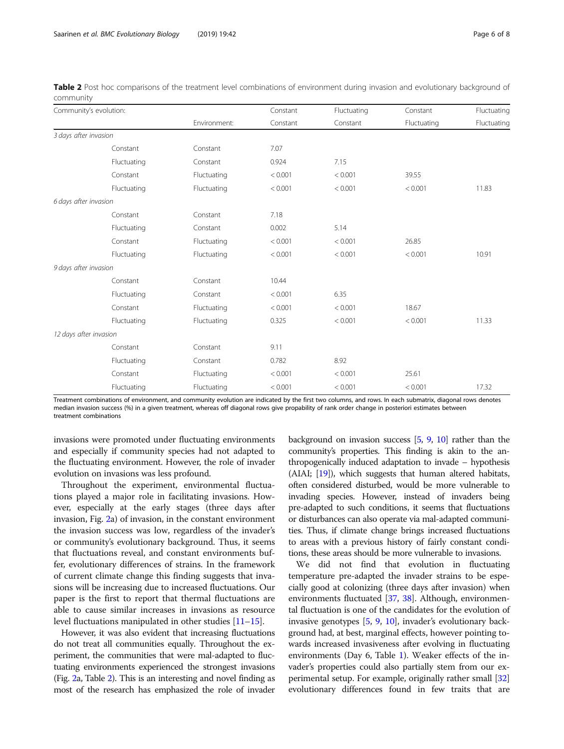**Table 2** Post hoc comparisons of the treatment level combinations of environment during invasion and evolutionary background of community

| Community's evolution: | | Constant | Fluctuating | Constant | Fluctuating |
|---|---|---|---|---|---|
| | Environment: | Constant | Constant | Fluctuating | Fluctuating |
| *3 days after invasion* | | | | | |
| Constant | Constant | 7.07 | | | |
| Fluctuating | Constant | 0.924 | 7.15 | | |
| Constant | Fluctuating | < 0.001 | < 0.001 | 39.55 | |
| Fluctuating | Fluctuating | < 0.001 | < 0.001 | < 0.001 | 11.83 |
| *6 days after invasion* | | | | | |
| Constant | Constant | 7.18 | | | |
| Fluctuating | Constant | 0.002 | 5.14 | | |
| Constant | Fluctuating | < 0.001 | < 0.001 | 26.85 | |
| Fluctuating | Fluctuating | < 0.001 | < 0.001 | < 0.001 | 10.91 |
| *9 days after invasion* | | | | | |
| Constant | Constant | 10.44 | | | |
| Fluctuating | Constant | < 0.001 | 6.35 | | |
| Constant | Fluctuating | < 0.001 | < 0.001 | 18.67 | |
| Fluctuating | Fluctuating | 0.325 | < 0.001 | < 0.001 | 11.33 |
| *12 days after invasion* | | | | | |
| Constant | Constant | 9.11 | | | |
| Fluctuating | Constant | 0.782 | 8.92 | | |
| Constant | Fluctuating | < 0.001 | < 0.001 | 25.61 | |
| Fluctuating | Fluctuating | < 0.001 | < 0.001 | < 0.001 | 17.32 |

Treatment combinations of environment, and community evolution are indicated by the first two columns, and rows. In each submatrix, diagonal rows denotes median invasion success (%) in a given treatment, whereas off diagonal rows give propability of rank order change in posteriori estimates between treatment combinations

invasions were promoted under fluctuating environments and especially if community species had not adapted to the fluctuating environment. However, the role of invader evolution on invasions was less profound.

Throughout the experiment, environmental fluctuations played a major role in facilitating invasions. However, especially at the early stages (three days after invasion, Fig. 2a) of invasion, in the constant environment the invasion success was low, regardless of the invader's or community's evolutionary background. Thus, it seems that fluctuations reveal, and constant environments buffer, evolutionary differences of strains. In the framework of current climate change this finding suggests that invasions will be increasing due to increased fluctuations. Our paper is the first to report that thermal fluctuations are able to cause similar increases in invasions as resource level fluctuations manipulated in other studies [11–15].

However, it was also evident that increasing fluctuations do not treat all communities equally. Throughout the experiment, the communities that were mal-adapted to fluctuating environments experienced the strongest invasions (Fig. 2a, Table 2). This is an interesting and novel finding as most of the research has emphasized the role of invader background on invasion success [5, 9, 10] rather than the community's properties. This finding is akin to the anthropogenically induced adaptation to invade – hypothesis (AIAI; [19]), which suggests that human altered habitats, often considered disturbed, would be more vulnerable to invading species. However, instead of invaders being pre-adapted to such conditions, it seems that fluctuations or disturbances can also operate via mal-adapted communities. Thus, if climate change brings increased fluctuations to areas with a previous history of fairly constant conditions, these areas should be more vulnerable to invasions.

We did not find that evolution in fluctuating temperature pre-adapted the invader strains to be especially good at colonizing (three days after invasion) when environments fluctuated [37, 38]. Although, environmental fluctuation is one of the candidates for the evolution of invasive genotypes [5, 9, 10], invader's evolutionary background had, at best, marginal effects, however pointing towards increased invasiveness after evolving in fluctuating environments (Day 6, Table 1). Weaker effects of the invader's properties could also partially stem from our experimental setup. For example, originally rather small [32] evolutionary differences found in few traits that are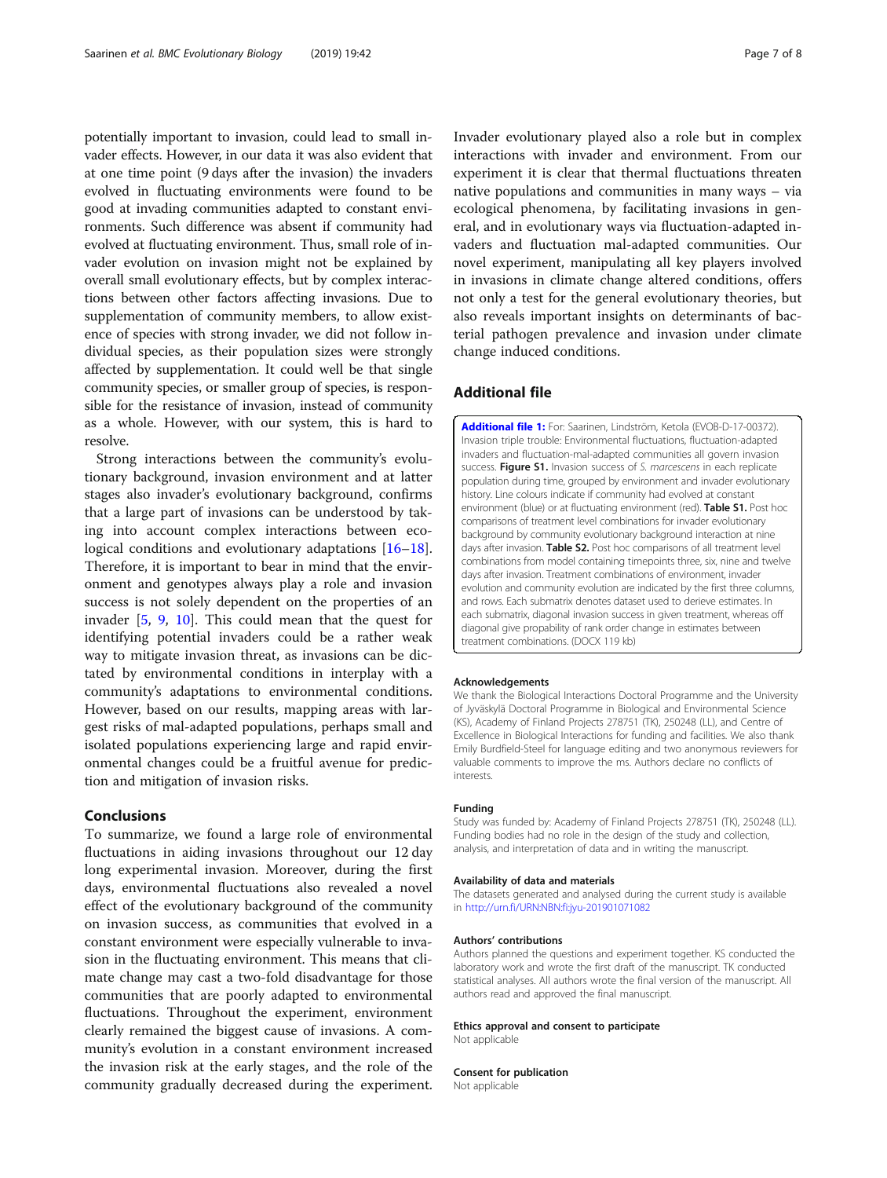potentially important to invasion, could lead to small invader effects. However, in our data it was also evident that at one time point (9 days after the invasion) the invaders evolved in fluctuating environments were found to be good at invading communities adapted to constant environments. Such difference was absent if community had evolved at fluctuating environment. Thus, small role of invader evolution on invasion might not be explained by overall small evolutionary effects, but by complex interactions between other factors affecting invasions. Due to supplementation of community members, to allow existence of species with strong invader, we did not follow individual species, as their population sizes were strongly affected by supplementation. It could well be that single community species, or smaller group of species, is responsible for the resistance of invasion, instead of community as a whole. However, with our system, this is hard to resolve.

Strong interactions between the community's evolutionary background, invasion environment and at latter stages also invader's evolutionary background, confirms that a large part of invasions can be understood by taking into account complex interactions between ecological conditions and evolutionary adaptations [16–18]. Therefore, it is important to bear in mind that the environment and genotypes always play a role and invasion success is not solely dependent on the properties of an invader [5, 9, 10]. This could mean that the quest for identifying potential invaders could be a rather weak way to mitigate invasion threat, as invasions can be dictated by environmental conditions in interplay with a community's adaptations to environmental conditions. However, based on our results, mapping areas with largest risks of mal-adapted populations, perhaps small and isolated populations experiencing large and rapid environmental changes could be a fruitful avenue for prediction and mitigation of invasion risks.

## Conclusions

To summarize, we found a large role of environmental fluctuations in aiding invasions throughout our 12 day long experimental invasion. Moreover, during the first days, environmental fluctuations also revealed a novel effect of the evolutionary background of the community on invasion success, as communities that evolved in a constant environment were especially vulnerable to invasion in the fluctuating environment. This means that climate change may cast a two-fold disadvantage for those communities that are poorly adapted to environmental fluctuations. Throughout the experiment, environment clearly remained the biggest cause of invasions. A community's evolution in a constant environment increased the invasion risk at the early stages, and the role of the community gradually decreased during the experiment. Invader evolutionary played also a role but in complex interactions with invader and environment. From our experiment it is clear that thermal fluctuations threaten native populations and communities in many ways – via ecological phenomena, by facilitating invasions in general, and in evolutionary ways via fluctuation-adapted invaders and fluctuation mal-adapted communities. Our novel experiment, manipulating all key players involved in invasions in climate change altered conditions, offers not only a test for the general evolutionary theories, but also reveals important insights on determinants of bacterial pathogen prevalence and invasion under climate change induced conditions.

## Additional file

**Additional file 1:** For: Saarinen, Lindström, Ketola (EVOB-D-17-00372). Invasion triple trouble: Environmental fluctuations, fluctuation-adapted invaders and fluctuation-mal-adapted communities all govern invasion success. **Figure S1.** Invasion success of *S. marcescens* in each replicate population during time, grouped by environment and invader evolutionary history. Line colours indicate if community had evolved at constant environment (blue) or at fluctuating environment (red). **Table S1.** Post hoc comparisons of treatment level combinations for invader evolutionary background by community evolutionary background interaction at nine days after invasion. **Table S2.** Post hoc comparisons of all treatment level combinations from model containing timepoints three, six, nine and twelve days after invasion. Treatment combinations of environment, invader evolution and community evolution are indicated by the first three columns, and rows. Each submatrix denotes dataset used to derieve estimates. In each submatrix, diagonal invasion success in given treatment, whereas off diagonal give propability of rank order change in estimates between treatment combinations. (DOCX 119 kb)

#### Acknowledgements

We thank the Biological Interactions Doctoral Programme and the University of Jyväskylä Doctoral Programme in Biological and Environmental Science (KS), Academy of Finland Projects 278751 (TK), 250248 (LL), and Centre of Excellence in Biological Interactions for funding and facilities. We also thank Emily Burdfield-Steel for language editing and two anonymous reviewers for valuable comments to improve the ms. Authors declare no conflicts of interests.

#### Funding

Study was funded by: Academy of Finland Projects 278751 (TK), 250248 (LL). Funding bodies had no role in the design of the study and collection, analysis, and interpretation of data and in writing the manuscript.

#### Availability of data and materials

The datasets generated and analysed during the current study is available in http://urn.fi/URN:NBN:fi:jyu-201901071082

#### Authors' contributions

Authors planned the questions and experiment together. KS conducted the laboratory work and wrote the first draft of the manuscript. TK conducted statistical analyses. All authors wrote the final version of the manuscript. All authors read and approved the final manuscript.

#### Ethics approval and consent to participate

Not applicable

#### Consent for publication

Not applicable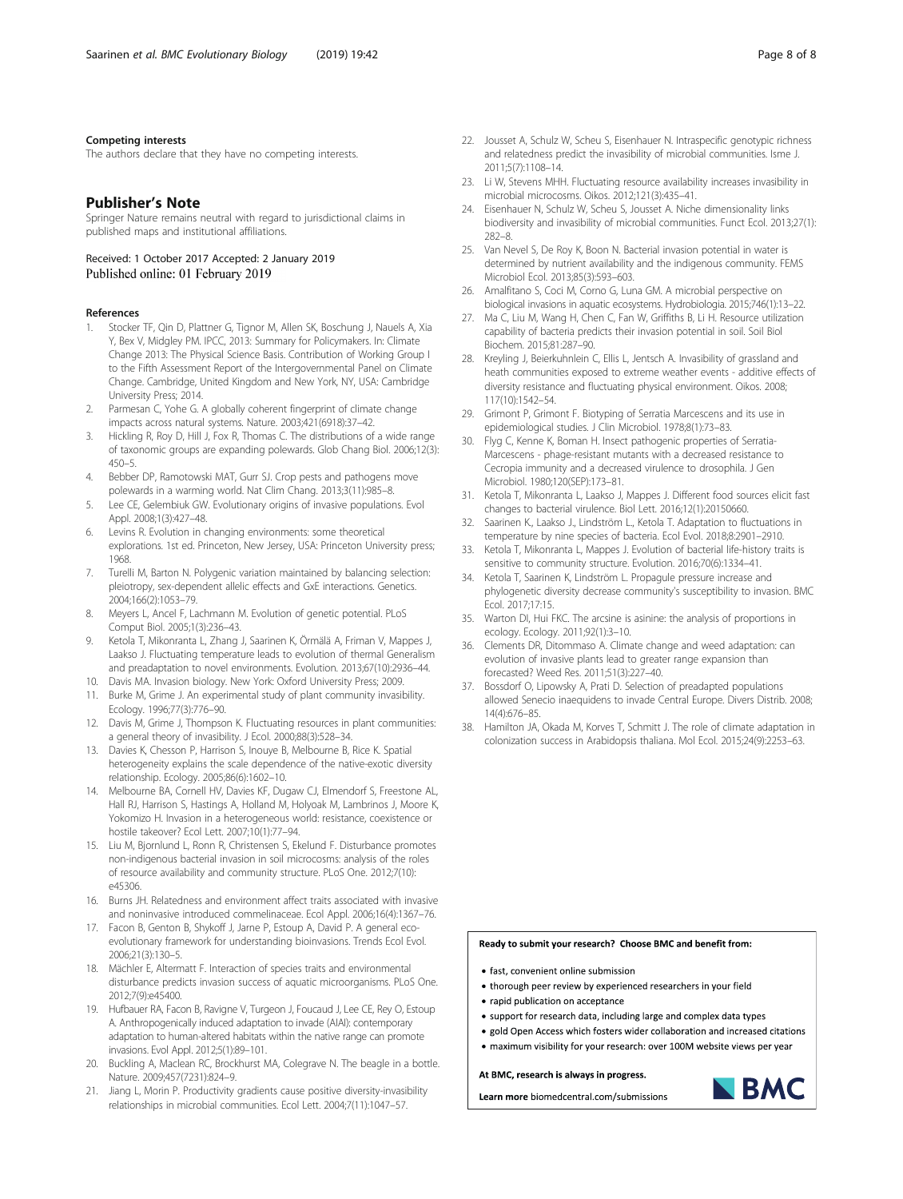#### Competing interests

The authors declare that they have no competing interests.

## Publisher's Note

Springer Nature remains neutral with regard to jurisdictional claims in published maps and institutional affiliations.

Received: 1 October 2017 Accepted: 2 January 2019
Published online: 01 February 2019

#### References

1. Stocker TF, Qin D, Plattner G, Tignor M, Allen SK, Boschung J, Nauels A, Xia Y, Bex V, Midgley PM. IPCC, 2013: Summary for Policymakers. In: Climate Change 2013: The Physical Science Basis. Contribution of Working Group I to the Fifth Assessment Report of the Intergovernmental Panel on Climate Change. Cambridge, United Kingdom and New York, NY, USA: Cambridge University Press; 2014.
2. Parmesan C, Yohe G. A globally coherent fingerprint of climate change impacts across natural systems. Nature. 2003;421(6918):37–42.
3. Hickling R, Roy D, Hill J, Fox R, Thomas C. The distributions of a wide range of taxonomic groups are expanding polewards. Glob Chang Biol. 2006;12(3): 450–5.
4. Bebber DP, Ramotowski MAT, Gurr SJ. Crop pests and pathogens move polewards in a warming world. Nat Clim Chang. 2013;3(11):985–8.
5. Lee CE, Gelembiuk GW. Evolutionary origins of invasive populations. Evol Appl. 2008;1(3):427–48.
6. Levins R. Evolution in changing environments: some theoretical explorations. 1st ed. Princeton, New Jersey, USA: Princeton University press; 1968.
7. Turelli M, Barton N. Polygenic variation maintained by balancing selection: pleiotropy, sex-dependent allelic effects and GxE interactions. Genetics. 2004;166(2):1053–79.
8. Meyers L, Ancel F, Lachmann M. Evolution of genetic potential. PLoS Comput Biol. 2005;1(3):236–43.
9. Ketola T, Mikonranta L, Zhang J, Saarinen K, Örmälä A, Friman V, Mappes J, Laakso J. Fluctuating temperature leads to evolution of thermal Generalism and preadaptation to novel environments. Evolution. 2013;67(10):2936–44.
10. Davis MA. Invasion biology. New York: Oxford University Press; 2009.
11. Burke M, Grime J. An experimental study of plant community invasibility. Ecology. 1996;77(3):776–90.
12. Davis M, Grime J, Thompson K. Fluctuating resources in plant communities: a general theory of invasibility. J Ecol. 2000;88(3):528–34.
13. Davies K, Chesson P, Harrison S, Inouye B, Melbourne B, Rice K. Spatial heterogeneity explains the scale dependence of the native-exotic diversity relationship. Ecology. 2005;86(6):1602–10.
14. Melbourne BA, Cornell HV, Davies KF, Dugaw CJ, Elmendorf S, Freestone AL, Hall RJ, Harrison S, Hastings A, Holland M, Holyoak M, Lambrinos J, Moore K, Yokomizo H. Invasion in a heterogeneous world: resistance, coexistence or hostile takeover? Ecol Lett. 2007;10(1):77–94.
15. Liu M, Bjornlund L, Ronn R, Christensen S, Ekelund F. Disturbance promotes non-indigenous bacterial invasion in soil microcosms: analysis of the roles of resource availability and community structure. PLoS One. 2012;7(10): e45306.
16. Burns JH. Relatedness and environment affect traits associated with invasive and noninvasive introduced commelinaceae. Ecol Appl. 2006;16(4):1367–76.
17. Facon B, Genton B, Shykoff J, Jarne P, Estoup A, David P. A general eco-evolutionary framework for understanding bioinvasions. Trends Ecol Evol. 2006;21(3):130–5.
18. Mächler E, Altermatt F. Interaction of species traits and environmental disturbance predicts invasion success of aquatic microorganisms. PLoS One. 2012;7(9):e45400.
19. Hufbauer RA, Facon B, Ravigne V, Turgeon J, Foucaud J, Lee CE, Rey O, Estoup A. Anthropogenically induced adaptation to invade (AIAI): contemporary adaptation to human-altered habitats within the native range can promote invasions. Evol Appl. 2012;5(1):89–101.
20. Buckling A, Maclean RC, Brockhurst MA, Colegrave N. The beagle in a bottle. Nature. 2009;457(7231):824–9.
21. Jiang L, Morin P. Productivity gradients cause positive diversity-invasibility relationships in microbial communities. Ecol Lett. 2004;7(11):1047–57.
22. Jousset A, Schulz W, Scheu S, Eisenhauer N. Intraspecific genotypic richness and relatedness predict the invasibility of microbial communities. Isme J. 2011;5(7):1108–14.
23. Li W, Stevens MHH. Fluctuating resource availability increases invasibility in microbial microcosms. Oikos. 2012;121(3):435–41.
24. Eisenhauer N, Schulz W, Scheu S, Jousset A. Niche dimensionality links biodiversity and invasibility of microbial communities. Funct Ecol. 2013;27(1): 282–8.
25. Van Nevel S, De Roy K, Boon N. Bacterial invasion potential in water is determined by nutrient availability and the indigenous community. FEMS Microbiol Ecol. 2013;85(3):593–603.
26. Amalfitano S, Coci M, Corno G, Luna GM. A microbial perspective on biological invasions in aquatic ecosystems. Hydrobiologia. 2015;746(1):13–22.
27. Ma C, Liu M, Wang H, Chen C, Fan W, Griffiths B, Li H. Resource utilization capability of bacteria predicts their invasion potential in soil. Soil Biol Biochem. 2015;81:287–90.
28. Kreyling J, Beierkuhnlein C, Ellis L, Jentsch A. Invasibility of grassland and heath communities exposed to extreme weather events - additive effects of diversity resistance and fluctuating physical environment. Oikos. 2008; 117(10):1542–54.
29. Grimont P, Grimont F. Biotyping of Serratia Marcescens and its use in epidemiological studies. J Clin Microbiol. 1978;8(1):73–83.
30. Flyg C, Kenne K, Boman H. Insect pathogenic properties of Serratia-Marcescens - phage-resistant mutants with a decreased resistance to Cecropia immunity and a decreased virulence to drosophila. J Gen Microbiol. 1980;120(SEP):173–81.
31. Ketola T, Mikonranta L, Laakso J, Mappes J. Different food sources elicit fast changes to bacterial virulence. Biol Lett. 2016;12(1):20150660.
32. Saarinen K., Laakso J., Lindström L., Ketola T. Adaptation to fluctuations in temperature by nine species of bacteria. Ecol Evol. 2018;8:2901–2910.
33. Ketola T, Mikonranta L, Mappes J. Evolution of bacterial life-history traits is sensitive to community structure. Evolution. 2016;70(6):1334–41.
34. Ketola T, Saarinen K, Lindström L. Propagule pressure increase and phylogenetic diversity decrease community's susceptibility to invasion. BMC Ecol. 2017;17:15.
35. Warton DI, Hui FKC. The arcsine is asinine: the analysis of proportions in ecology. Ecology. 2011;92(1):3–10.
36. Clements DR, Ditommaso A. Climate change and weed adaptation: can evolution of invasive plants lead to greater range expansion than forecasted? Weed Res. 2011;51(3):227–40.
37. Bossdorf O, Lipowsky A, Prati D. Selection of preadapted populations allowed Senecio inaequidens to invade Central Europe. Divers Distrib. 2008; 14(4):676–85.
38. Hamilton JA, Okada M, Korves T, Schmitt J. The role of climate adaptation in colonization success in Arabidopsis thaliana. Mol Ecol. 2015;24(9):2253–63.

**Ready to submit your research? Choose BMC and benefit from:**

- fast, convenient online submission
- thorough peer review by experienced researchers in your field
- rapid publication on acceptance
- support for research data, including large and complex data types
- gold Open Access which fosters wider collaboration and increased citations
- maximum visibility for your research: over 100M website views per year

**At BMC, research is always in progress.**

**Learn more** biomedcentral.com/submissions